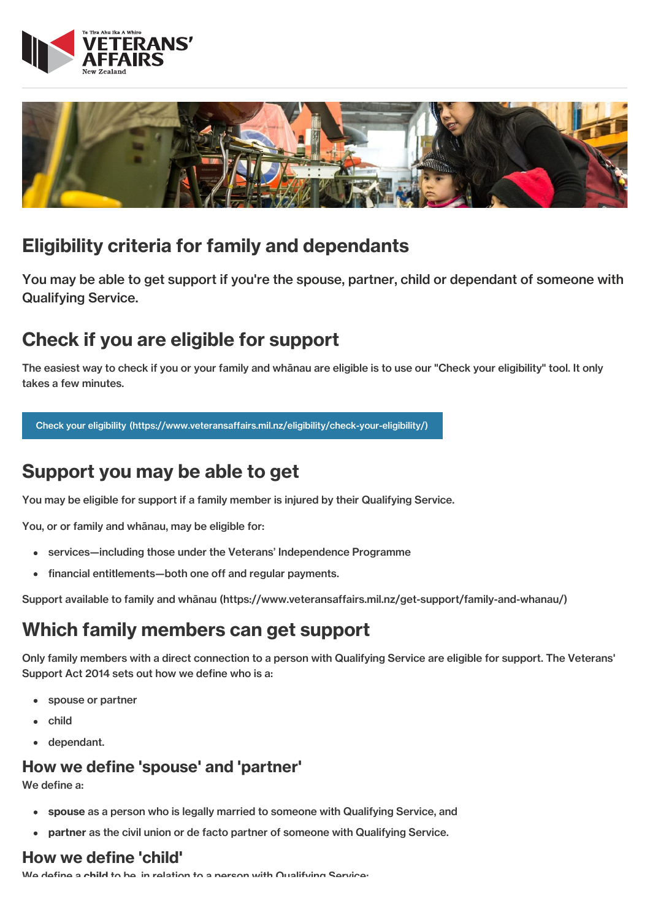# Eligibility criteria for family and dependants

You may be able to get support if you're the spouse, partner, child or dependant of someone with Qualifying Service.

## Check if you are eligible for support

The easiest way to check if you or your family and whānau are eligible is to use our "Check your eligibility" tool. It only takes a few minutes.

Check your eligibility (https://www.veteransaffairs.mil.nz/eligibility/check-your-eligibility/)

## Support you may be able to get

You may be eligible for support if a family member is injured by their Qualifying Service.

You, or or family and whānau, may be eligible for:

- services—including those under the Veterans' Independence Programme
- financial entitlements—both one off and regular payments.

Support available to family and whānau (https://www.veteransaffairs.mil.nz/get-support/family-and-whanau/)

## Which family members can get support

Only family members with a direct connection to a person with Qualifying Service are eligible for support. The Veterans' Support Act 2014 sets out how we define who is a:

- spouse or partner
- child
- dependant.

### How we define 'spouse' and 'partner'

We define a:

- **spouse** as a person who is legally married to someone with Qualifying Service, and
- **partner** as the civil union or de facto partner of someone with Qualifying Service.

### How we define 'child'

We define a **child** to be, in relation to a person with Qualifying Service: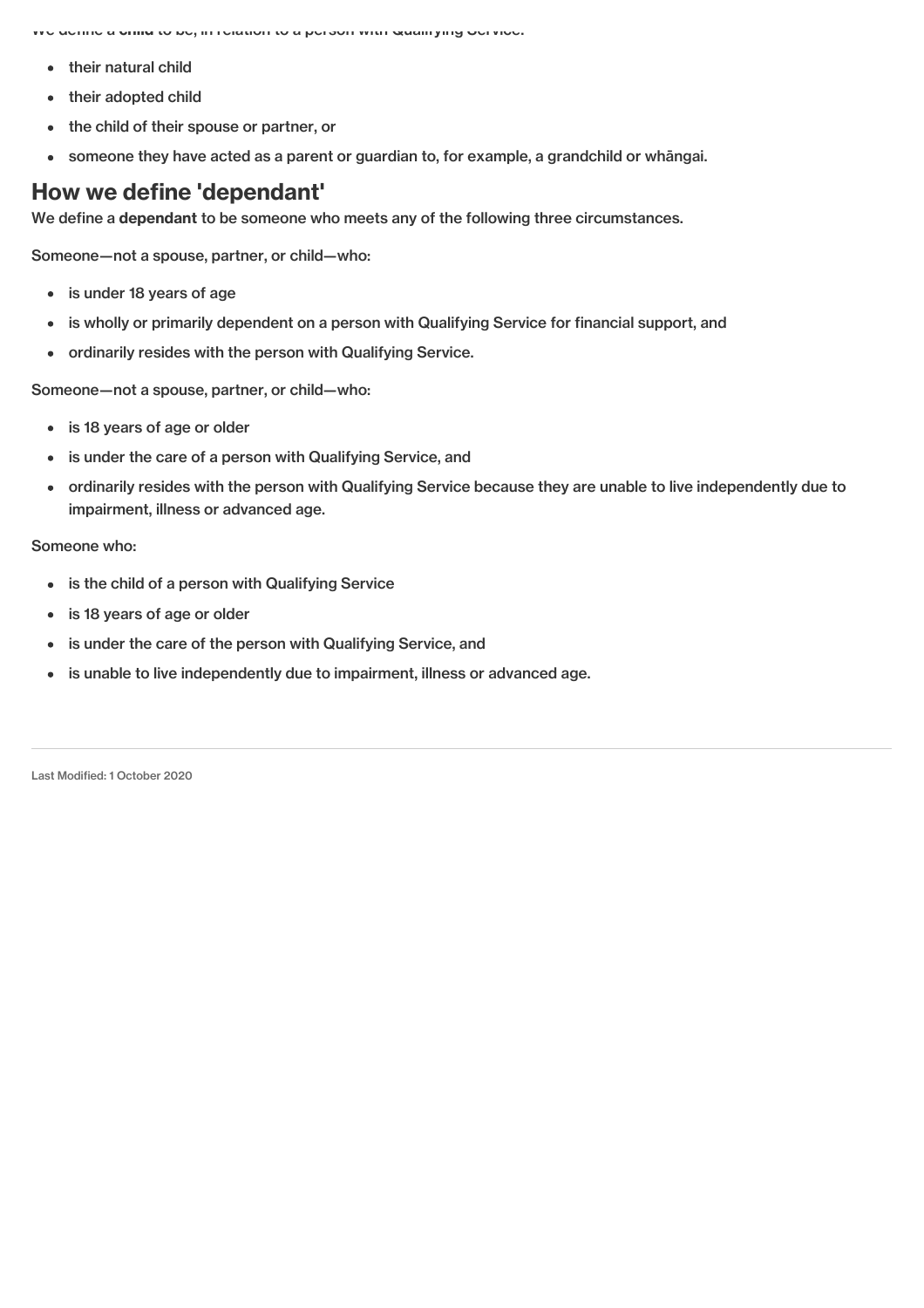We define a **child** to be, in relation to a person with Qualifying Service:

- their natural child
- their adopted child
- the child of their spouse or partner, or
- someone they have acted as a parent or guardian to, for example, a grandchild or whāngai.

## How we define 'dependant'

We define a **dependant** to be someone who meets any of the following three circumstances.

Someone—not a spouse, partner, or child—who:

- is under 18 years of age
- is wholly or primarily dependent on a person with Qualifying Service for financial support, and
- ordinarily resides with the person with Qualifying Service.

Someone—not a spouse, partner, or child—who:

- is 18 years of age or older
- is under the care of a person with Qualifying Service, and
- ordinarily resides with the person with Qualifying Service because they are unable to live independently due to impairment, illness or advanced age.

Someone who:

- is the child of a person with Qualifying Service
- is 18 years of age or older
- is under the care of the person with Qualifying Service, and
- is unable to live independently due to impairment, illness or advanced age.

---

Last Modified: 1 October 2020